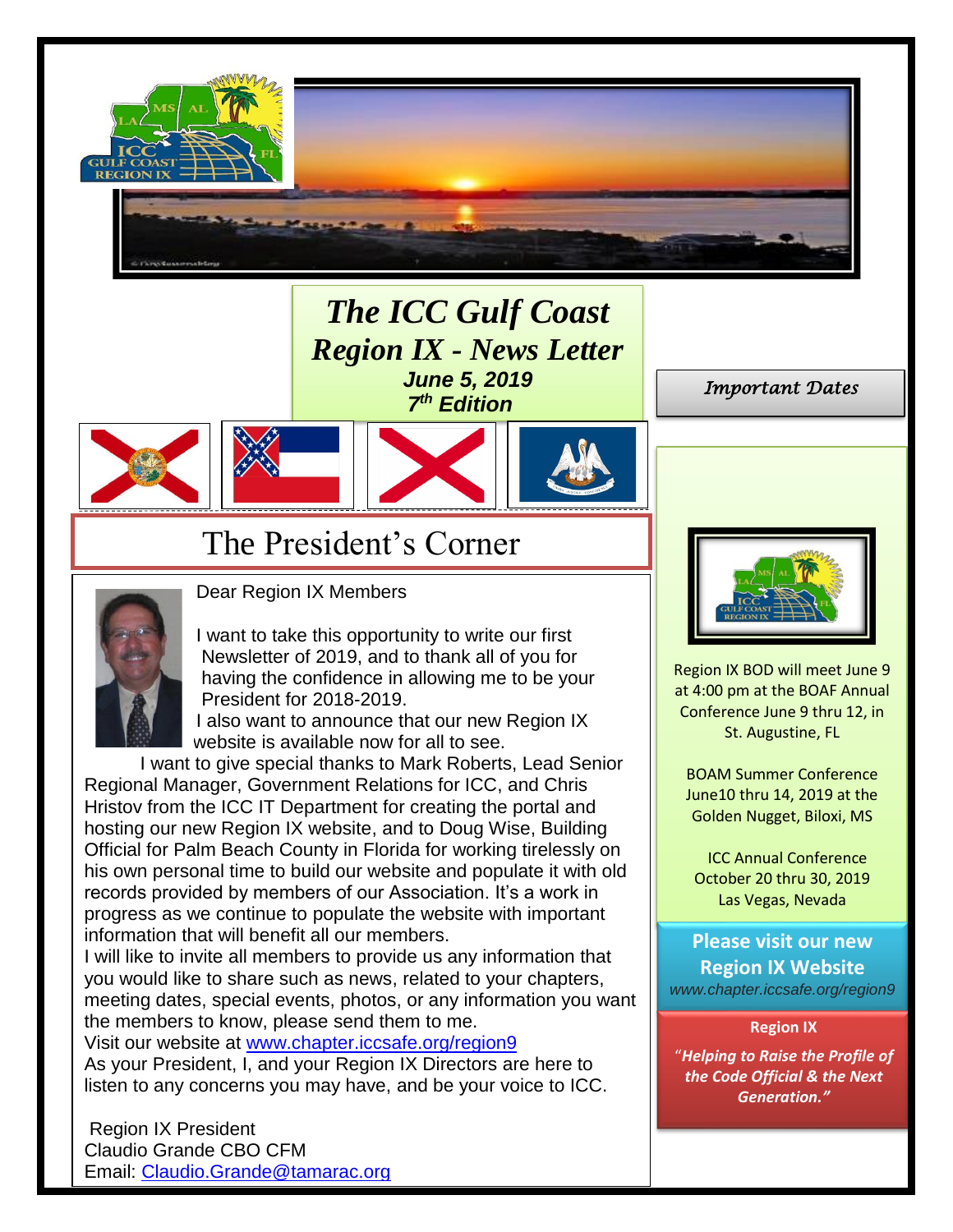# The ICC Gulf Coast Region IX - News Letter

***June 5, 2019***

***7th Edition***

## The President's Corner

Dear Region IX Members

I want to take this opportunity to write our first Newsletter of 2019, and to thank all of you for having the confidence in allowing me to be your President for 2018-2019.

I also want to announce that our new Region IX website is available now for all to see.

I want to give special thanks to Mark Roberts, Lead Senior Regional Manager, Government Relations for ICC, and Chris Hristov from the ICC IT Department for creating the portal and hosting our new Region IX website, and to Doug Wise, Building Official for Palm Beach County in Florida for working tirelessly on his own personal time to build our website and populate it with old records provided by members of our Association. It's a work in progress as we continue to populate the website with important information that will benefit all our members.

I will like to invite all members to provide us any information that you would like to share such as news, related to your chapters, meeting dates, special events, photos, or any information you want the members to know, please send them to me.

Visit our website at [www.chapter.iccsafe.org/region9](http://www.chapter.iccsafe.org/region9)

As your President, I, and your Region IX Directors are here to listen to any concerns you may have, and be your voice to ICC.

Region IX President
Claudio Grande CBO CFM
Email: [Claudio.Grande@tamarac.org](mailto:Claudio.Grande@tamarac.org)

*Important Dates*

Region IX BOD will meet June 9 at 4:00 pm at the BOAF Annual Conference June 9 thru 12, in St. Augustine, FL

BOAM Summer Conference June10 thru 14, 2019 at the Golden Nugget, Biloxi, MS

ICC Annual Conference October 20 thru 30, 2019 Las Vegas, Nevada

**Please visit our new Region IX Website**
*www.chapter.iccsafe.org/region9*

**Region IX**

***"Helping to Raise the Profile of the Code Official & the Next Generation."***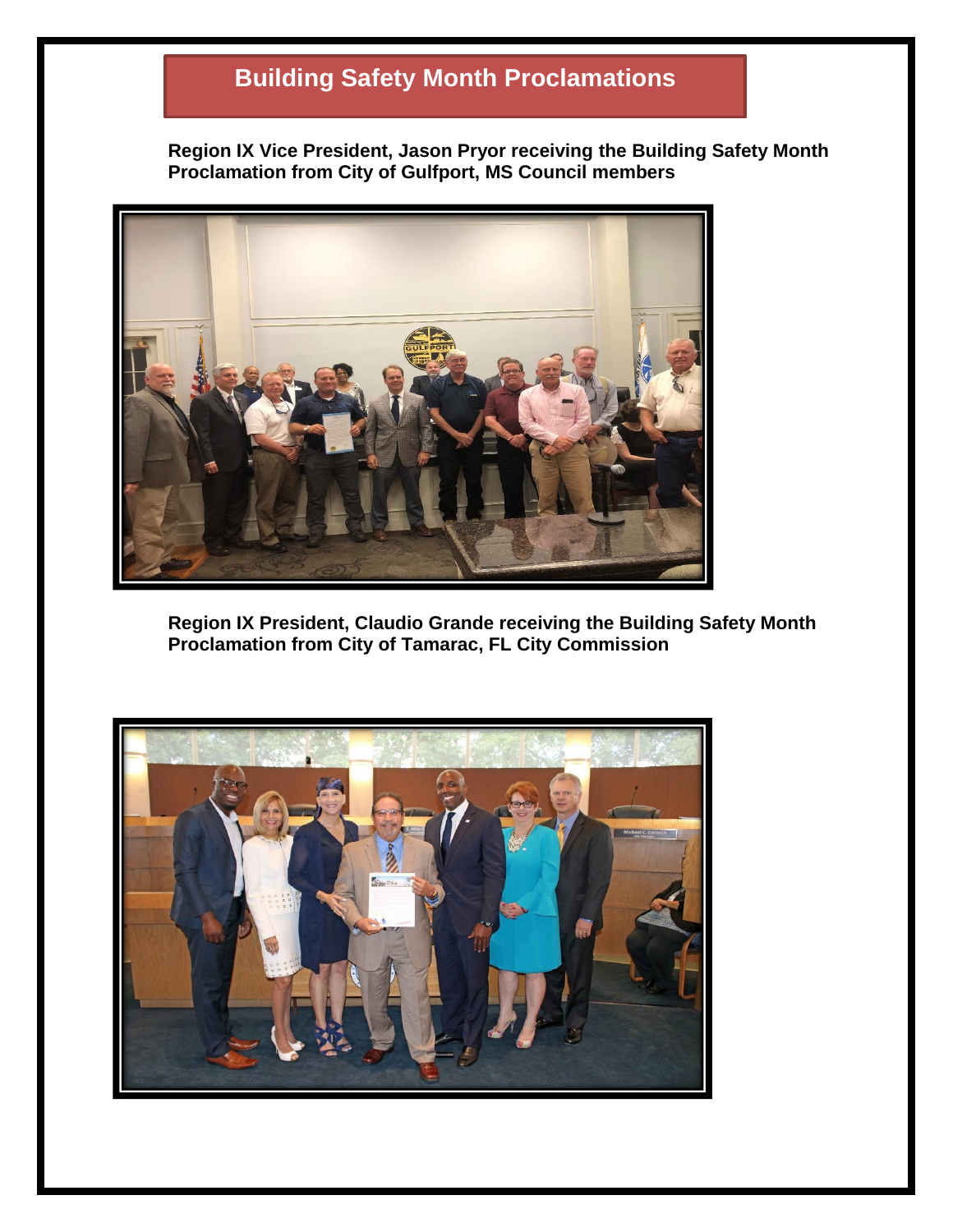# Building Safety Month Proclamations

**Region IX Vice President, Jason Pryor receiving the Building Safety Month Proclamation from City of Gulfport, MS Council members**

**Region IX President, Claudio Grande receiving the Building Safety Month Proclamation from City of Tamarac, FL City Commission**